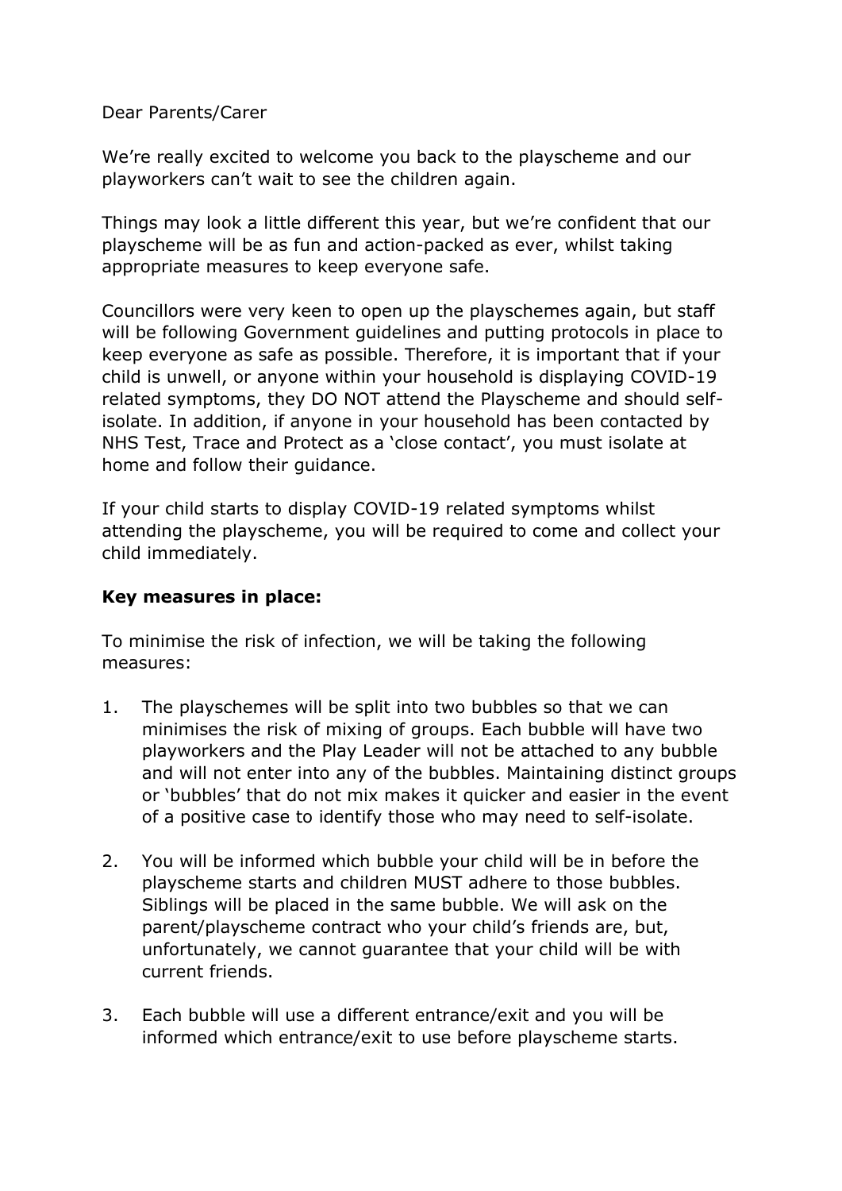Dear Parents/Carer

We're really excited to welcome you back to the playscheme and our playworkers can't wait to see the children again.

Things may look a little different this year, but we're confident that our playscheme will be as fun and action-packed as ever, whilst taking appropriate measures to keep everyone safe.

Councillors were very keen to open up the playschemes again, but staff will be following Government guidelines and putting protocols in place to keep everyone as safe as possible. Therefore, it is important that if your child is unwell, or anyone within your household is displaying COVID-19 related symptoms, they DO NOT attend the Playscheme and should self-isolate. In addition, if anyone in your household has been contacted by NHS Test, Trace and Protect as a 'close contact', you must isolate at home and follow their guidance.

If your child starts to display COVID-19 related symptoms whilst attending the playscheme, you will be required to come and collect your child immediately.

**Key measures in place:**

To minimise the risk of infection, we will be taking the following measures:

1. The playschemes will be split into two bubbles so that we can minimises the risk of mixing of groups. Each bubble will have two playworkers and the Play Leader will not be attached to any bubble and will not enter into any of the bubbles. Maintaining distinct groups or 'bubbles' that do not mix makes it quicker and easier in the event of a positive case to identify those who may need to self-isolate.

2. You will be informed which bubble your child will be in before the playscheme starts and children MUST adhere to those bubbles. Siblings will be placed in the same bubble. We will ask on the parent/playscheme contract who your child's friends are, but, unfortunately, we cannot guarantee that your child will be with current friends.

3. Each bubble will use a different entrance/exit and you will be informed which entrance/exit to use before playscheme starts.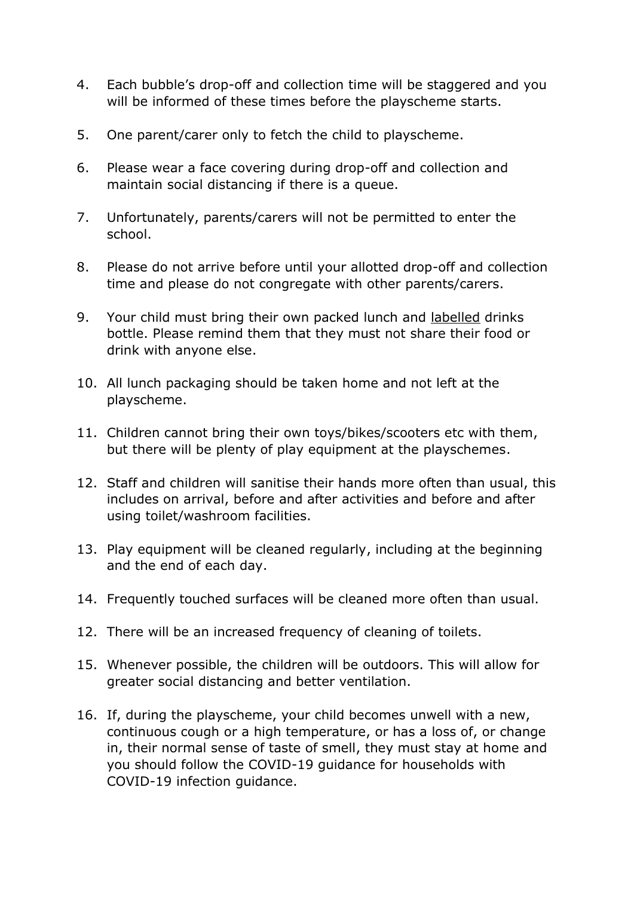4. Each bubble's drop-off and collection time will be staggered and you will be informed of these times before the playscheme starts.

5. One parent/carer only to fetch the child to playscheme.

6. Please wear a face covering during drop-off and collection and maintain social distancing if there is a queue.

7. Unfortunately, parents/carers will not be permitted to enter the school.

8. Please do not arrive before until your allotted drop-off and collection time and please do not congregate with other parents/carers.

9. Your child must bring their own packed lunch and labelled drinks bottle. Please remind them that they must not share their food or drink with anyone else.

10. All lunch packaging should be taken home and not left at the playscheme.

11. Children cannot bring their own toys/bikes/scooters etc with them, but there will be plenty of play equipment at the playschemes.

12. Staff and children will sanitise their hands more often than usual, this includes on arrival, before and after activities and before and after using toilet/washroom facilities.

13. Play equipment will be cleaned regularly, including at the beginning and the end of each day.

14. Frequently touched surfaces will be cleaned more often than usual.

12. There will be an increased frequency of cleaning of toilets.

15. Whenever possible, the children will be outdoors. This will allow for greater social distancing and better ventilation.

16. If, during the playscheme, your child becomes unwell with a new, continuous cough or a high temperature, or has a loss of, or change in, their normal sense of taste of smell, they must stay at home and you should follow the COVID-19 guidance for households with COVID-19 infection guidance.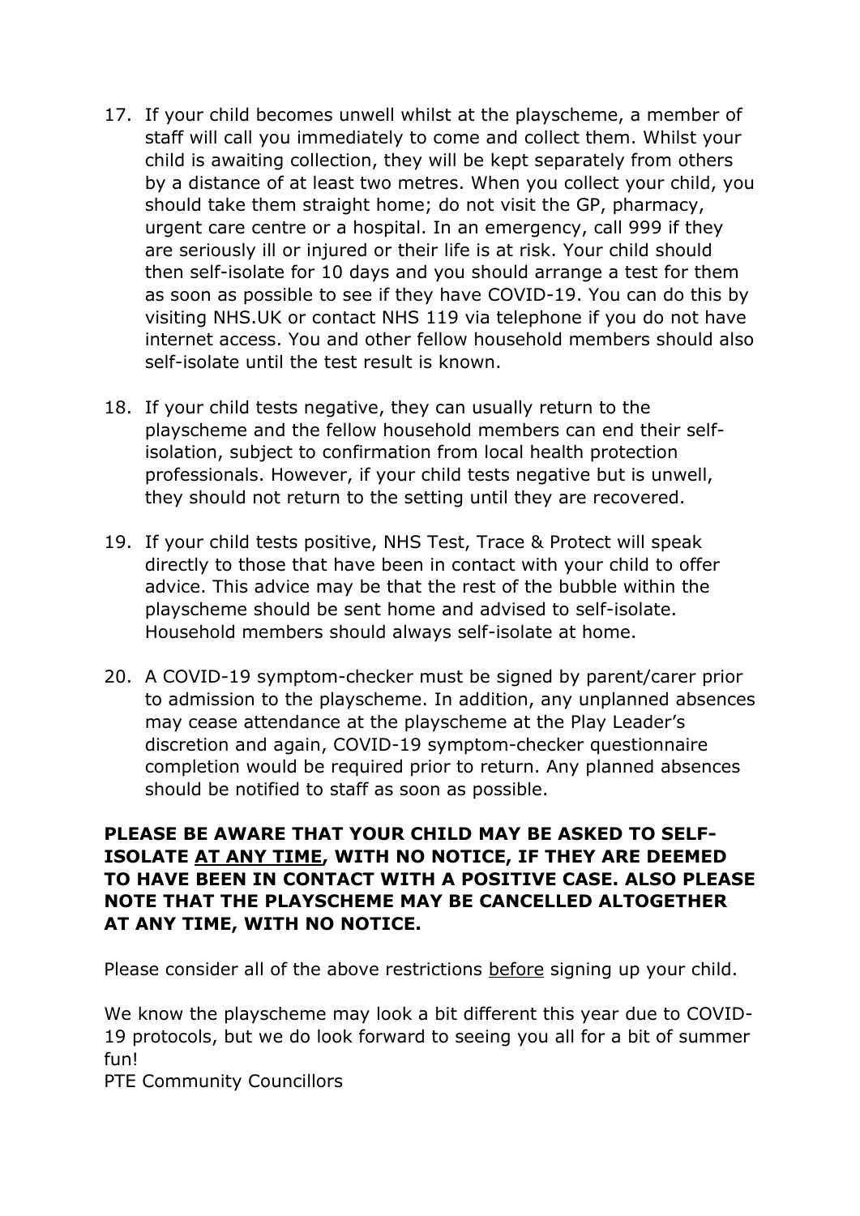17. If your child becomes unwell whilst at the playscheme, a member of staff will call you immediately to come and collect them. Whilst your child is awaiting collection, they will be kept separately from others by a distance of at least two metres. When you collect your child, you should take them straight home; do not visit the GP, pharmacy, urgent care centre or a hospital. In an emergency, call 999 if they are seriously ill or injured or their life is at risk. Your child should then self-isolate for 10 days and you should arrange a test for them as soon as possible to see if they have COVID-19. You can do this by visiting NHS.UK or contact NHS 119 via telephone if you do not have internet access. You and other fellow household members should also self-isolate until the test result is known.

18. If your child tests negative, they can usually return to the playscheme and the fellow household members can end their self-isolation, subject to confirmation from local health protection professionals. However, if your child tests negative but is unwell, they should not return to the setting until they are recovered.

19. If your child tests positive, NHS Test, Trace & Protect will speak directly to those that have been in contact with your child to offer advice. This advice may be that the rest of the bubble within the playscheme should be sent home and advised to self-isolate. Household members should always self-isolate at home.

20. A COVID-19 symptom-checker must be signed by parent/carer prior to admission to the playscheme. In addition, any unplanned absences may cease attendance at the playscheme at the Play Leader's discretion and again, COVID-19 symptom-checker questionnaire completion would be required prior to return. Any planned absences should be notified to staff as soon as possible.

**PLEASE BE AWARE THAT YOUR CHILD MAY BE ASKED TO SELF-ISOLATE <u>AT ANY TIME</u>, WITH NO NOTICE, IF THEY ARE DEEMED TO HAVE BEEN IN CONTACT WITH A POSITIVE CASE. ALSO PLEASE NOTE THAT THE PLAYSCHEME MAY BE CANCELLED ALTOGETHER AT ANY TIME, WITH NO NOTICE.**

Please consider all of the above restrictions <u>before</u> signing up your child.

We know the playscheme may look a bit different this year due to COVID-19 protocols, but we do look forward to seeing you all for a bit of summer fun!

PTE Community Councillors